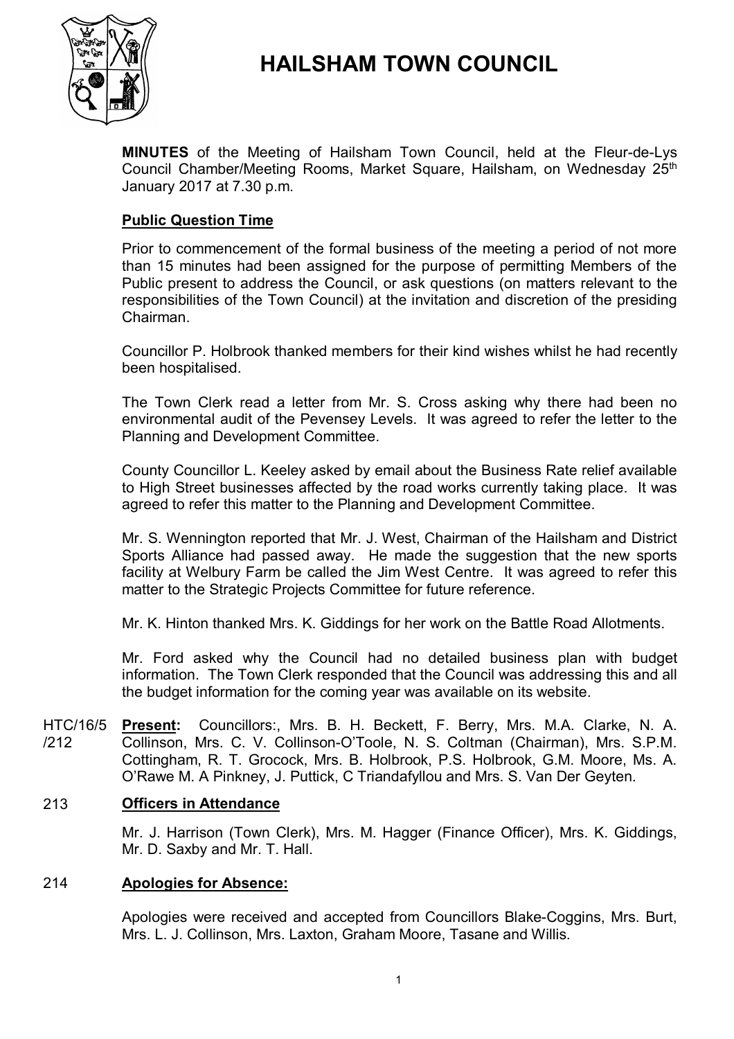# HAILSHAM TOWN COUNCIL

**MINUTES** of the Meeting of Hailsham Town Council, held at the Fleur-de-Lys Council Chamber/Meeting Rooms, Market Square, Hailsham, on Wednesday 25th January 2017 at 7.30 p.m.

## Public Question Time

Prior to commencement of the formal business of the meeting a period of not more than 15 minutes had been assigned for the purpose of permitting Members of the Public present to address the Council, or ask questions (on matters relevant to the responsibilities of the Town Council) at the invitation and discretion of the presiding Chairman.

Councillor P. Holbrook thanked members for their kind wishes whilst he had recently been hospitalised.

The Town Clerk read a letter from Mr. S. Cross asking why there had been no environmental audit of the Pevensey Levels. It was agreed to refer the letter to the Planning and Development Committee.

County Councillor L. Keeley asked by email about the Business Rate relief available to High Street businesses affected by the road works currently taking place. It was agreed to refer this matter to the Planning and Development Committee.

Mr. S. Wennington reported that Mr. J. West, Chairman of the Hailsham and District Sports Alliance had passed away. He made the suggestion that the new sports facility at Welbury Farm be called the Jim West Centre. It was agreed to refer this matter to the Strategic Projects Committee for future reference.

Mr. K. Hinton thanked Mrs. K. Giddings for her work on the Battle Road Allotments.

Mr. Ford asked why the Council had no detailed business plan with budget information. The Town Clerk responded that the Council was addressing this and all the budget information for the coming year was available on its website.

HTC/16/5/212 **Present:** Councillors:, Mrs. B. H. Beckett, F. Berry, Mrs. M.A. Clarke, N. A. Collinson, Mrs. C. V. Collinson-O'Toole, N. S. Coltman (Chairman), Mrs. S.P.M. Cottingham, R. T. Grocock, Mrs. B. Holbrook, P.S. Holbrook, G.M. Moore, Ms. A. O'Rawe M. A Pinkney, J. Puttick, C Triandafyllou and Mrs. S. Van Der Geyten.

## 213 Officers in Attendance

Mr. J. Harrison (Town Clerk), Mrs. M. Hagger (Finance Officer), Mrs. K. Giddings, Mr. D. Saxby and Mr. T. Hall.

## 214 Apologies for Absence:

Apologies were received and accepted from Councillors Blake-Coggins, Mrs. Burt, Mrs. L. J. Collinson, Mrs. Laxton, Graham Moore, Tasane and Willis.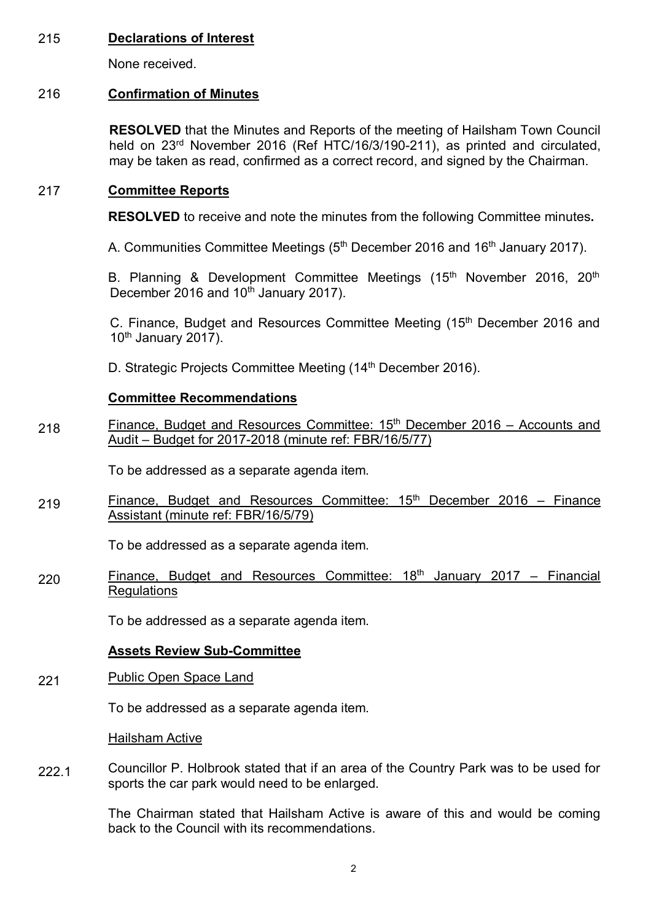215 **Declarations of Interest**

None received.

216 **Confirmation of Minutes**

**RESOLVED** that the Minutes and Reports of the meeting of Hailsham Town Council held on 23rd November 2016 (Ref HTC/16/3/190-211), as printed and circulated, may be taken as read, confirmed as a correct record, and signed by the Chairman.

217 **Committee Reports**

**RESOLVED** to receive and note the minutes from the following Committee minutes**.**

A. Communities Committee Meetings (5th December 2016 and 16th January 2017).

B. Planning & Development Committee Meetings (15th November 2016, 20th December 2016 and 10th January 2017).

C. Finance, Budget and Resources Committee Meeting (15th December 2016 and 10th January 2017).

D. Strategic Projects Committee Meeting (14th December 2016).

**Committee Recommendations**

218 Finance, Budget and Resources Committee: 15th December 2016 – Accounts and Audit – Budget for 2017-2018 (minute ref: FBR/16/5/77)

To be addressed as a separate agenda item.

219 Finance, Budget and Resources Committee: 15th December 2016 – Finance Assistant (minute ref: FBR/16/5/79)

To be addressed as a separate agenda item.

220 Finance, Budget and Resources Committee: 18th January 2017 – Financial Regulations

To be addressed as a separate agenda item.

**Assets Review Sub-Committee**

221 Public Open Space Land

To be addressed as a separate agenda item.

Hailsham Active

222.1 Councillor P. Holbrook stated that if an area of the Country Park was to be used for sports the car park would need to be enlarged.

The Chairman stated that Hailsham Active is aware of this and would be coming back to the Council with its recommendations.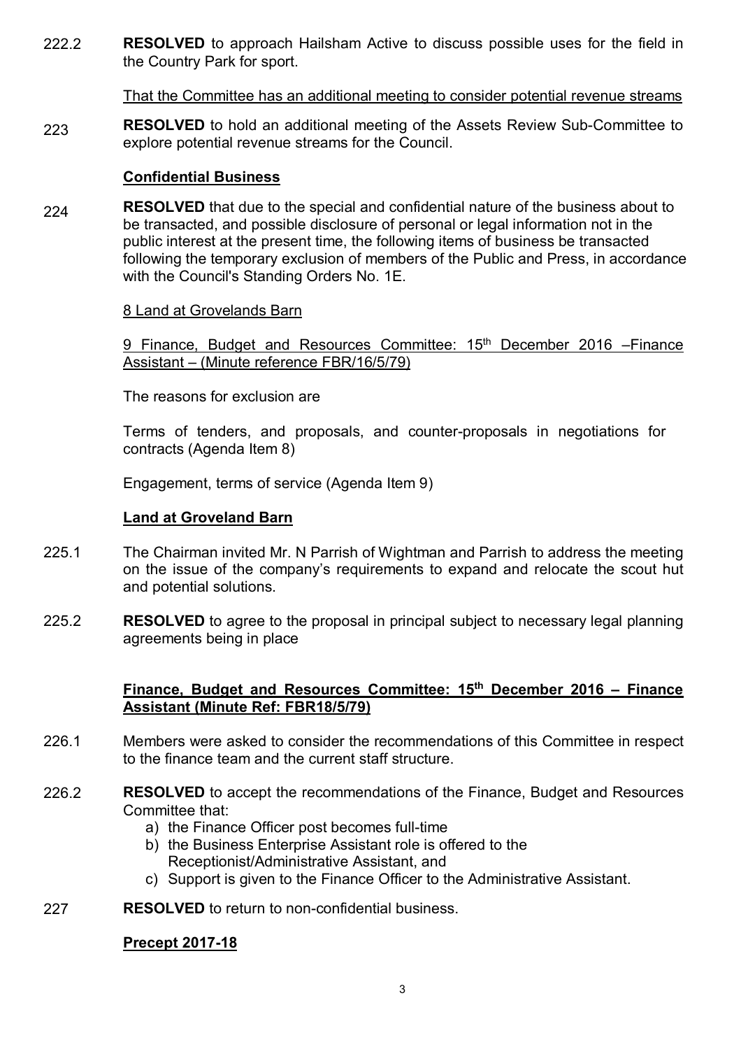222.2 **RESOLVED** to approach Hailsham Active to discuss possible uses for the field in the Country Park for sport.

That the Committee has an additional meeting to consider potential revenue streams

223 **RESOLVED** to hold an additional meeting of the Assets Review Sub-Committee to explore potential revenue streams for the Council.

**Confidential Business**

224 **RESOLVED** that due to the special and confidential nature of the business about to be transacted, and possible disclosure of personal or legal information not in the public interest at the present time, the following items of business be transacted following the temporary exclusion of members of the Public and Press, in accordance with the Council's Standing Orders No. 1E.

8 Land at Grovelands Barn

9 Finance, Budget and Resources Committee: 15th December 2016 –Finance Assistant – (Minute reference FBR/16/5/79)

The reasons for exclusion are

Terms of tenders, and proposals, and counter-proposals in negotiations for contracts (Agenda Item 8)

Engagement, terms of service (Agenda Item 9)

**Land at Groveland Barn**

225.1 The Chairman invited Mr. N Parrish of Wightman and Parrish to address the meeting on the issue of the company's requirements to expand and relocate the scout hut and potential solutions.

225.2 **RESOLVED** to agree to the proposal in principal subject to necessary legal planning agreements being in place

**Finance, Budget and Resources Committee: 15th December 2016 – Finance Assistant (Minute Ref: FBR18/5/79)**

226.1 Members were asked to consider the recommendations of this Committee in respect to the finance team and the current staff structure.

226.2 **RESOLVED** to accept the recommendations of the Finance, Budget and Resources Committee that:

a) the Finance Officer post becomes full-time
b) the Business Enterprise Assistant role is offered to the Receptionist/Administrative Assistant, and
c) Support is given to the Finance Officer to the Administrative Assistant.

227 **RESOLVED** to return to non-confidential business.

**Precept 2017-18**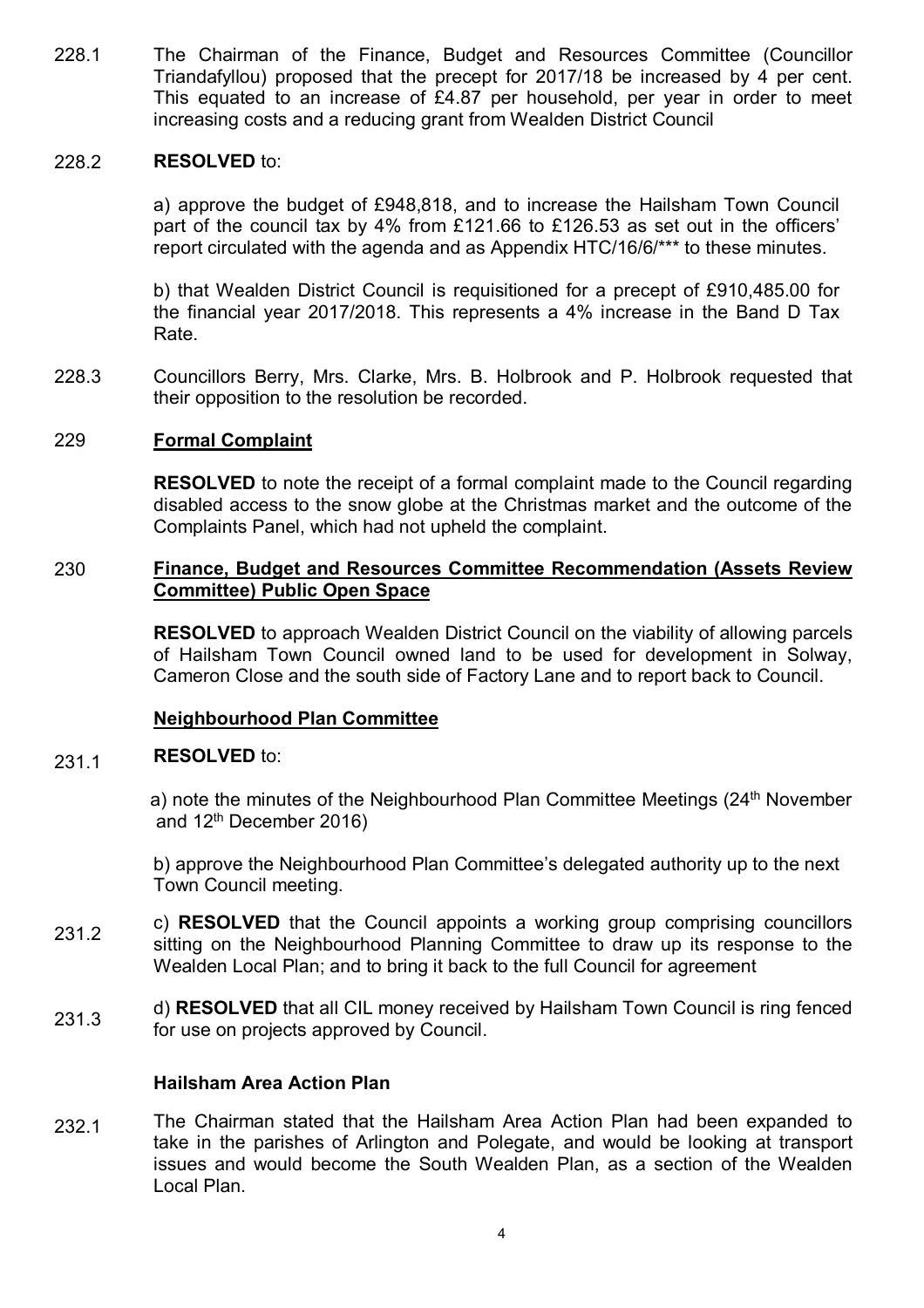228.1 The Chairman of the Finance, Budget and Resources Committee (Councillor Triandafyllou) proposed that the precept for 2017/18 be increased by 4 per cent. This equated to an increase of £4.87 per household, per year in order to meet increasing costs and a reducing grant from Wealden District Council

228.2 **RESOLVED** to:

a) approve the budget of £948,818, and to increase the Hailsham Town Council part of the council tax by 4% from £121.66 to £126.53 as set out in the officers' report circulated with the agenda and as Appendix HTC/16/6/*** to these minutes.

b) that Wealden District Council is requisitioned for a precept of £910,485.00 for the financial year 2017/2018. This represents a 4% increase in the Band D Tax Rate.

228.3 Councillors Berry, Mrs. Clarke, Mrs. B. Holbrook and P. Holbrook requested that their opposition to the resolution be recorded.

229 **Formal Complaint**

**RESOLVED** to note the receipt of a formal complaint made to the Council regarding disabled access to the snow globe at the Christmas market and the outcome of the Complaints Panel, which had not upheld the complaint.

230 **Finance, Budget and Resources Committee Recommendation (Assets Review Committee) Public Open Space**

**RESOLVED** to approach Wealden District Council on the viability of allowing parcels of Hailsham Town Council owned land to be used for development in Solway, Cameron Close and the south side of Factory Lane and to report back to Council.

**Neighbourhood Plan Committee**

231.1 **RESOLVED** to:

a) note the minutes of the Neighbourhood Plan Committee Meetings (24th November and 12th December 2016)

b) approve the Neighbourhood Plan Committee's delegated authority up to the next Town Council meeting.

231.2 c) **RESOLVED** that the Council appoints a working group comprising councillors sitting on the Neighbourhood Planning Committee to draw up its response to the Wealden Local Plan; and to bring it back to the full Council for agreement

231.3 d) **RESOLVED** that all CIL money received by Hailsham Town Council is ring fenced for use on projects approved by Council.

**Hailsham Area Action Plan**

232.1 The Chairman stated that the Hailsham Area Action Plan had been expanded to take in the parishes of Arlington and Polegate, and would be looking at transport issues and would become the South Wealden Plan, as a section of the Wealden Local Plan.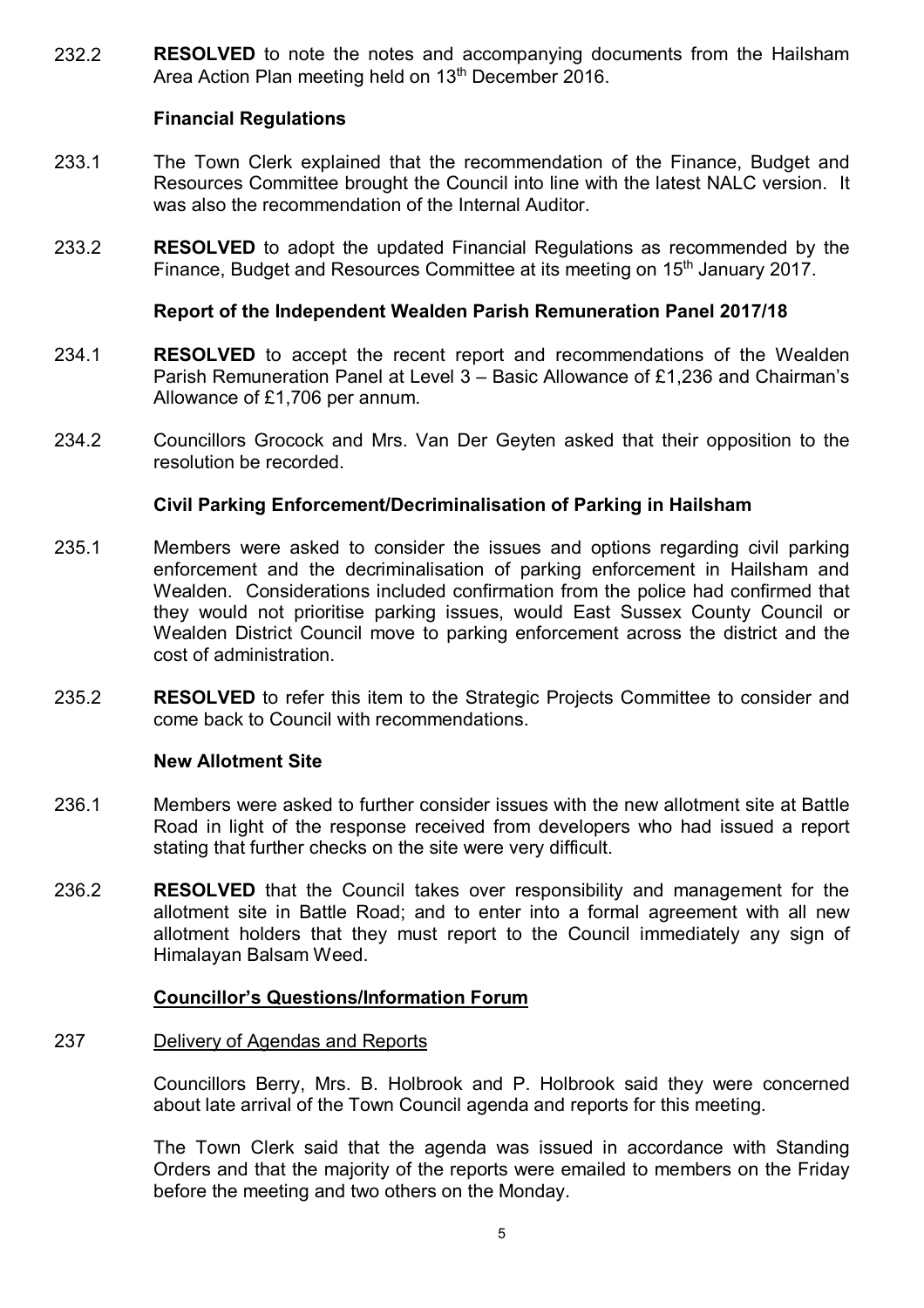232.2 **RESOLVED** to note the notes and accompanying documents from the Hailsham Area Action Plan meeting held on 13th December 2016.

**Financial Regulations**

233.1 The Town Clerk explained that the recommendation of the Finance, Budget and Resources Committee brought the Council into line with the latest NALC version. It was also the recommendation of the Internal Auditor.

233.2 **RESOLVED** to adopt the updated Financial Regulations as recommended by the Finance, Budget and Resources Committee at its meeting on 15th January 2017.

**Report of the Independent Wealden Parish Remuneration Panel 2017/18**

234.1 **RESOLVED** to accept the recent report and recommendations of the Wealden Parish Remuneration Panel at Level 3 – Basic Allowance of £1,236 and Chairman's Allowance of £1,706 per annum.

234.2 Councillors Grocock and Mrs. Van Der Geyten asked that their opposition to the resolution be recorded.

**Civil Parking Enforcement/Decriminalisation of Parking in Hailsham**

235.1 Members were asked to consider the issues and options regarding civil parking enforcement and the decriminalisation of parking enforcement in Hailsham and Wealden. Considerations included confirmation from the police had confirmed that they would not prioritise parking issues, would East Sussex County Council or Wealden District Council move to parking enforcement across the district and the cost of administration.

235.2 **RESOLVED** to refer this item to the Strategic Projects Committee to consider and come back to Council with recommendations.

**New Allotment Site**

236.1 Members were asked to further consider issues with the new allotment site at Battle Road in light of the response received from developers who had issued a report stating that further checks on the site were very difficult.

236.2 **RESOLVED** that the Council takes over responsibility and management for the allotment site in Battle Road; and to enter into a formal agreement with all new allotment holders that they must report to the Council immediately any sign of Himalayan Balsam Weed.

**Councillor's Questions/Information Forum**

237 Delivery of Agendas and Reports

Councillors Berry, Mrs. B. Holbrook and P. Holbrook said they were concerned about late arrival of the Town Council agenda and reports for this meeting.

The Town Clerk said that the agenda was issued in accordance with Standing Orders and that the majority of the reports were emailed to members on the Friday before the meeting and two others on the Monday.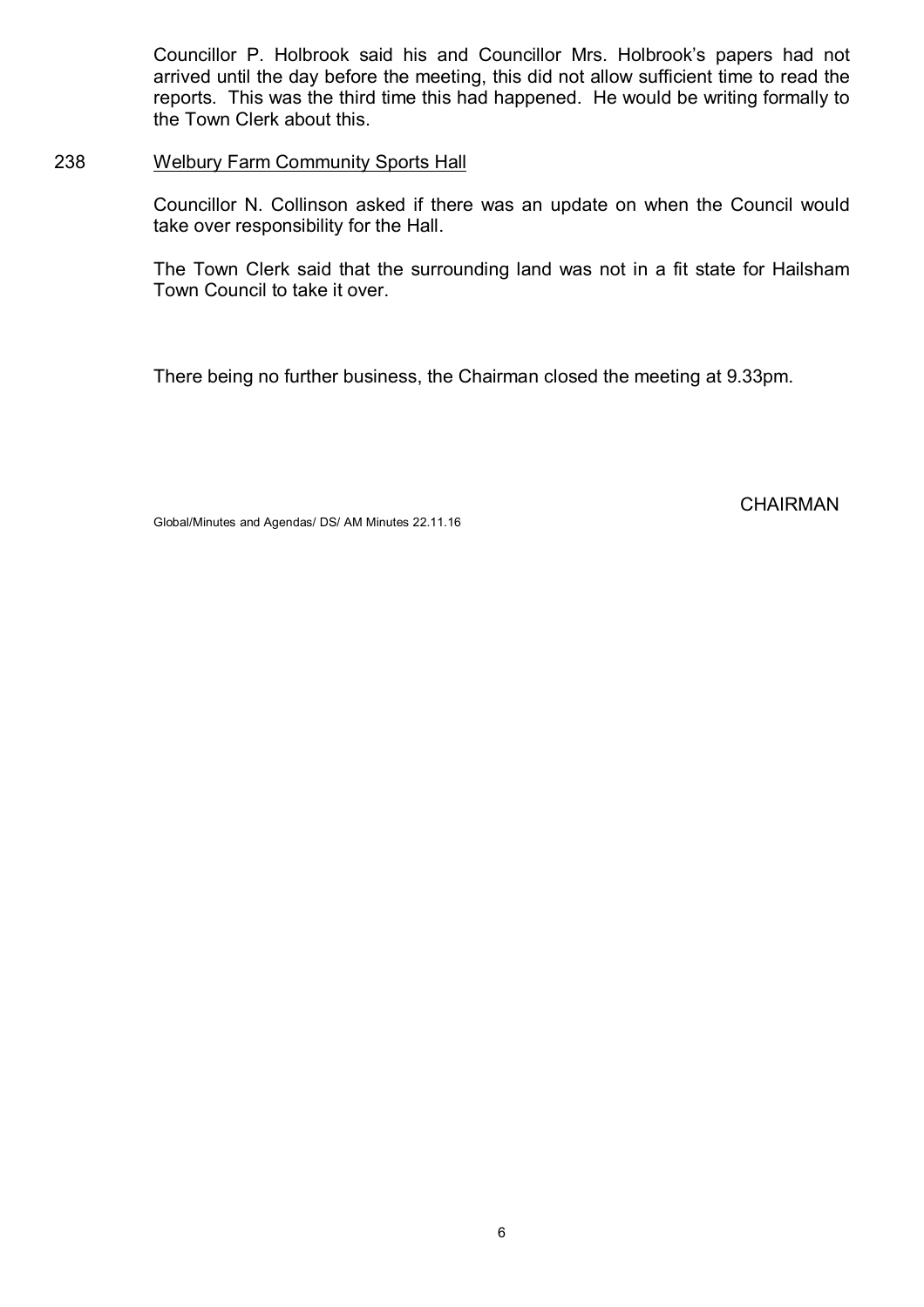Councillor P. Holbrook said his and Councillor Mrs. Holbrook's papers had not arrived until the day before the meeting, this did not allow sufficient time to read the reports. This was the third time this had happened. He would be writing formally to the Town Clerk about this.

238 Welbury Farm Community Sports Hall

Councillor N. Collinson asked if there was an update on when the Council would take over responsibility for the Hall.

The Town Clerk said that the surrounding land was not in a fit state for Hailsham Town Council to take it over.

There being no further business, the Chairman closed the meeting at 9.33pm.

CHAIRMAN

Global/Minutes and Agendas/ DS/ AM Minutes 22.11.16